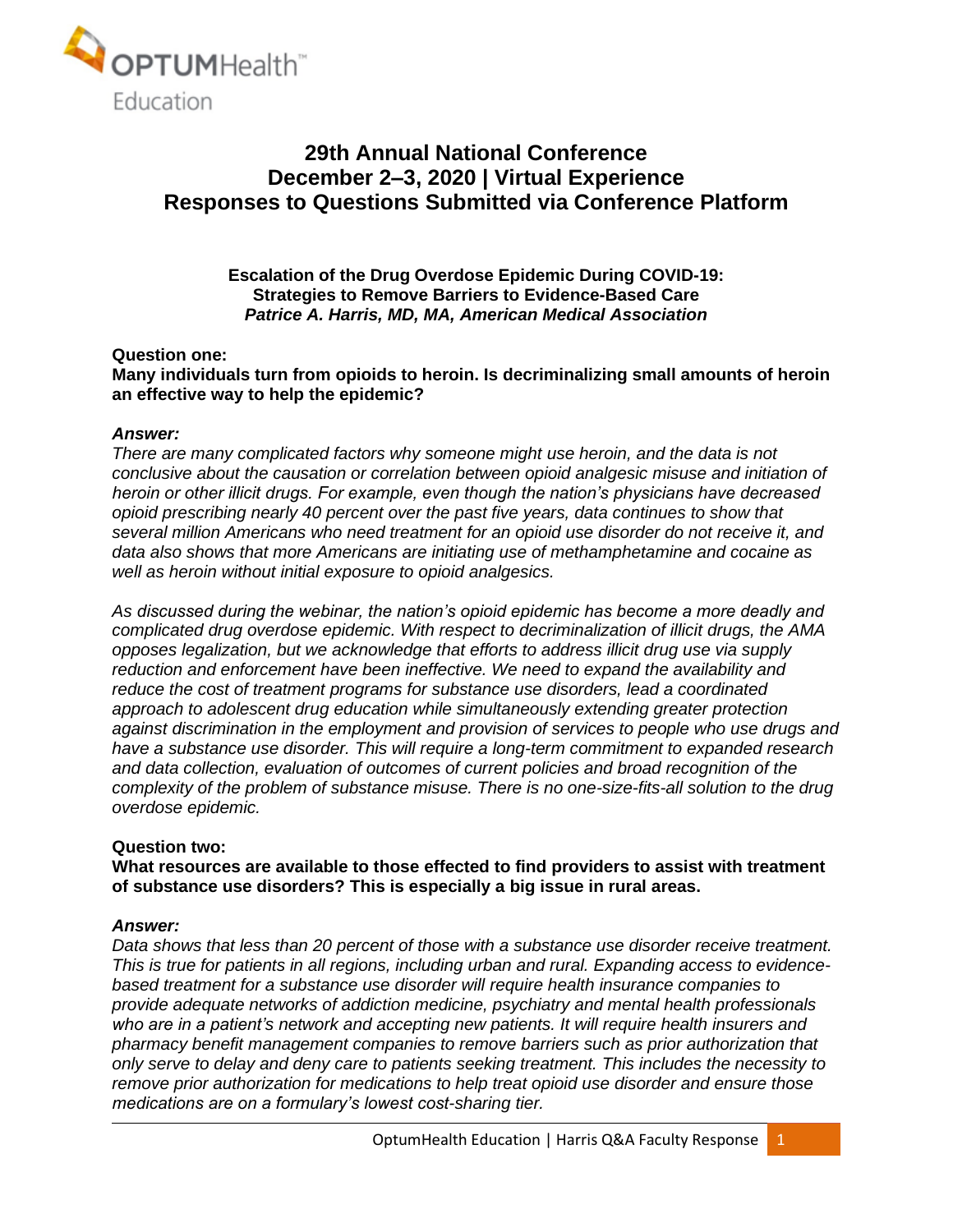OPTUMHealth™ Education

# 29th Annual National Conference
# December 2–3, 2020 | Virtual Experience
# Responses to Questions Submitted via Conference Platform

**Escalation of the Drug Overdose Epidemic During COVID-19: Strategies to Remove Barriers to Evidence-Based Care**
***Patrice A. Harris, MD, MA, American Medical Association***

**Question one:**
**Many individuals turn from opioids to heroin. Is decriminalizing small amounts of heroin an effective way to help the epidemic?**

***Answer:***
*There are many complicated factors why someone might use heroin, and the data is not conclusive about the causation or correlation between opioid analgesic misuse and initiation of heroin or other illicit drugs. For example, even though the nation's physicians have decreased opioid prescribing nearly 40 percent over the past five years, data continues to show that several million Americans who need treatment for an opioid use disorder do not receive it, and data also shows that more Americans are initiating use of methamphetamine and cocaine as well as heroin without initial exposure to opioid analgesics.*

*As discussed during the webinar, the nation's opioid epidemic has become a more deadly and complicated drug overdose epidemic. With respect to decriminalization of illicit drugs, the AMA opposes legalization, but we acknowledge that efforts to address illicit drug use via supply reduction and enforcement have been ineffective. We need to expand the availability and reduce the cost of treatment programs for substance use disorders, lead a coordinated approach to adolescent drug education while simultaneously extending greater protection against discrimination in the employment and provision of services to people who use drugs and have a substance use disorder. This will require a long-term commitment to expanded research and data collection, evaluation of outcomes of current policies and broad recognition of the complexity of the problem of substance misuse. There is no one-size-fits-all solution to the drug overdose epidemic.*

**Question two:**
**What resources are available to those effected to find providers to assist with treatment of substance use disorders? This is especially a big issue in rural areas.**

***Answer:***
*Data shows that less than 20 percent of those with a substance use disorder receive treatment. This is true for patients in all regions, including urban and rural. Expanding access to evidence-based treatment for a substance use disorder will require health insurance companies to provide adequate networks of addiction medicine, psychiatry and mental health professionals who are in a patient's network and accepting new patients. It will require health insurers and pharmacy benefit management companies to remove barriers such as prior authorization that only serve to delay and deny care to patients seeking treatment. This includes the necessity to remove prior authorization for medications to help treat opioid use disorder and ensure those medications are on a formulary's lowest cost-sharing tier.*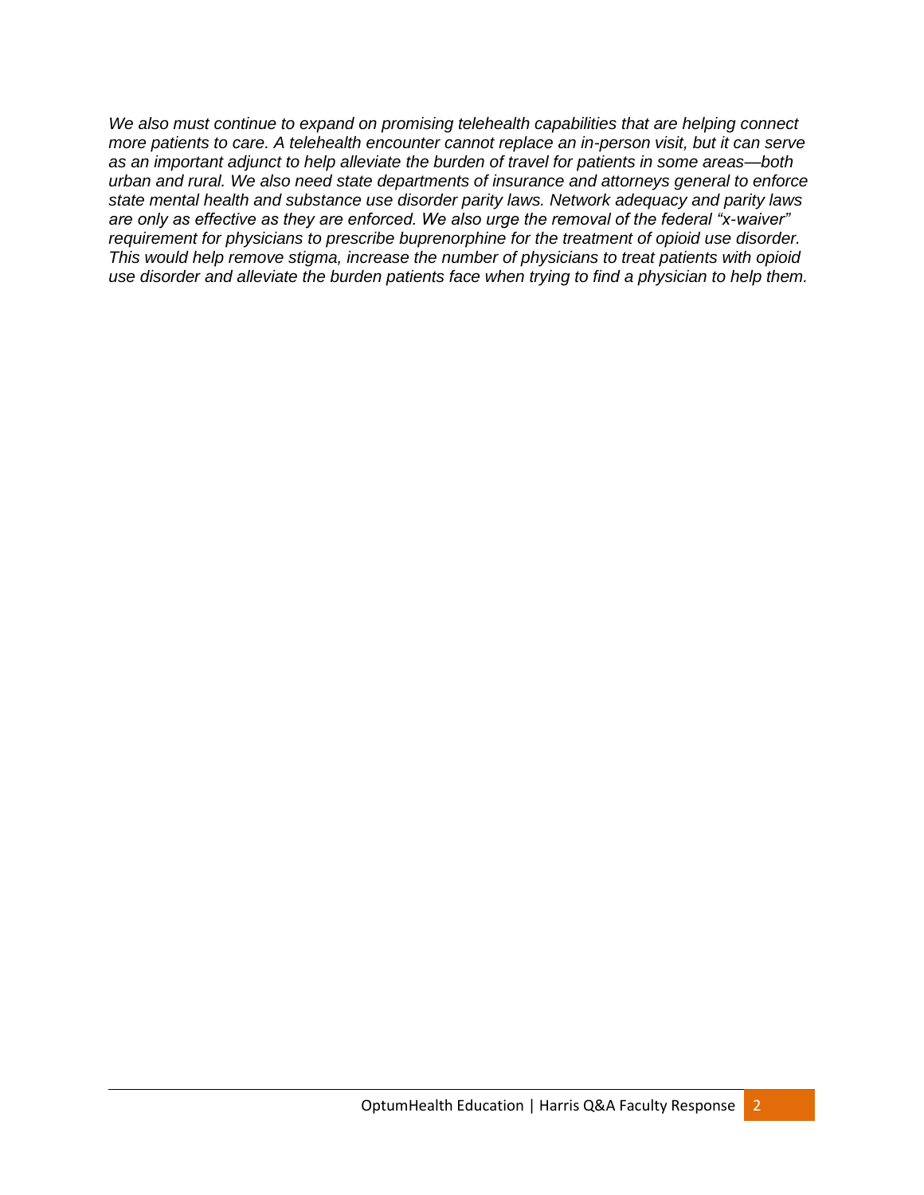*We also must continue to expand on promising telehealth capabilities that are helping connect more patients to care. A telehealth encounter cannot replace an in-person visit, but it can serve as an important adjunct to help alleviate the burden of travel for patients in some areas—both urban and rural. We also need state departments of insurance and attorneys general to enforce state mental health and substance use disorder parity laws. Network adequacy and parity laws are only as effective as they are enforced. We also urge the removal of the federal "x-waiver" requirement for physicians to prescribe buprenorphine for the treatment of opioid use disorder. This would help remove stigma, increase the number of physicians to treat patients with opioid use disorder and alleviate the burden patients face when trying to find a physician to help them.*